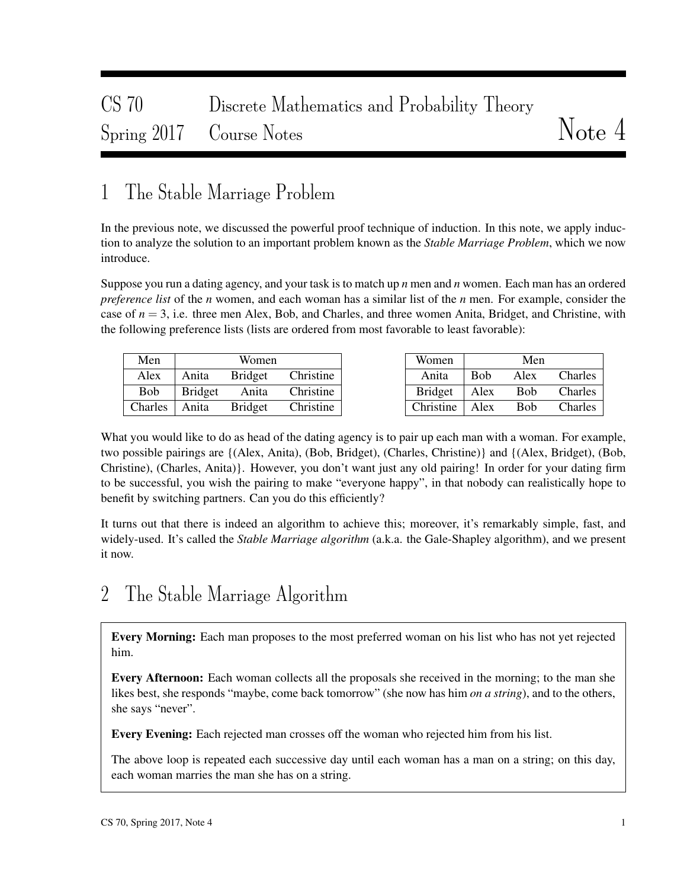# CS 70 Discrete Mathematics and Probability Theory
# Spring 2017 Course Notes Note 4

## 1 The Stable Marriage Problem

In the previous note, we discussed the powerful proof technique of induction. In this note, we apply induction to analyze the solution to an important problem known as the *Stable Marriage Problem*, which we now introduce.

Suppose you run a dating agency, and your task is to match up $n$ men and $n$ women. Each man has an ordered *preference list* of the $n$ women, and each woman has a similar list of the $n$ men. For example, consider the case of $n = 3$, i.e. three men Alex, Bob, and Charles, and three women Anita, Bridget, and Christine, with the following preference lists (lists are ordered from most favorable to least favorable):

| Men | Women | | |
|---|---|---|---|
| Alex | Anita | Bridget | Christine |
| Bob | Bridget | Anita | Christine |
| Charles | Anita | Bridget | Christine |

| Women | Men | | |
|---|---|---|---|
| Anita | Bob | Alex | Charles |
| Bridget | Alex | Bob | Charles |
| Christine | Alex | Bob | Charles |

What you would like to do as head of the dating agency is to pair up each man with a woman. For example, two possible pairings are {(Alex, Anita), (Bob, Bridget), (Charles, Christine)} and {(Alex, Bridget), (Bob, Christine), (Charles, Anita)}. However, you don't want just any old pairing! In order for your dating firm to be successful, you wish the pairing to make "everyone happy", in that nobody can realistically hope to benefit by switching partners. Can you do this efficiently?

It turns out that there is indeed an algorithm to achieve this; moreover, it's remarkably simple, fast, and widely-used. It's called the *Stable Marriage algorithm* (a.k.a. the Gale-Shapley algorithm), and we present it now.

## 2 The Stable Marriage Algorithm

**Every Morning:** Each man proposes to the most preferred woman on his list who has not yet rejected him.

**Every Afternoon:** Each woman collects all the proposals she received in the morning; to the man she likes best, she responds "maybe, come back tomorrow" (she now has him *on a string*), and to the others, she says "never".

**Every Evening:** Each rejected man crosses off the woman who rejected him from his list.

The above loop is repeated each successive day until each woman has a man on a string; on this day, each woman marries the man she has on a string.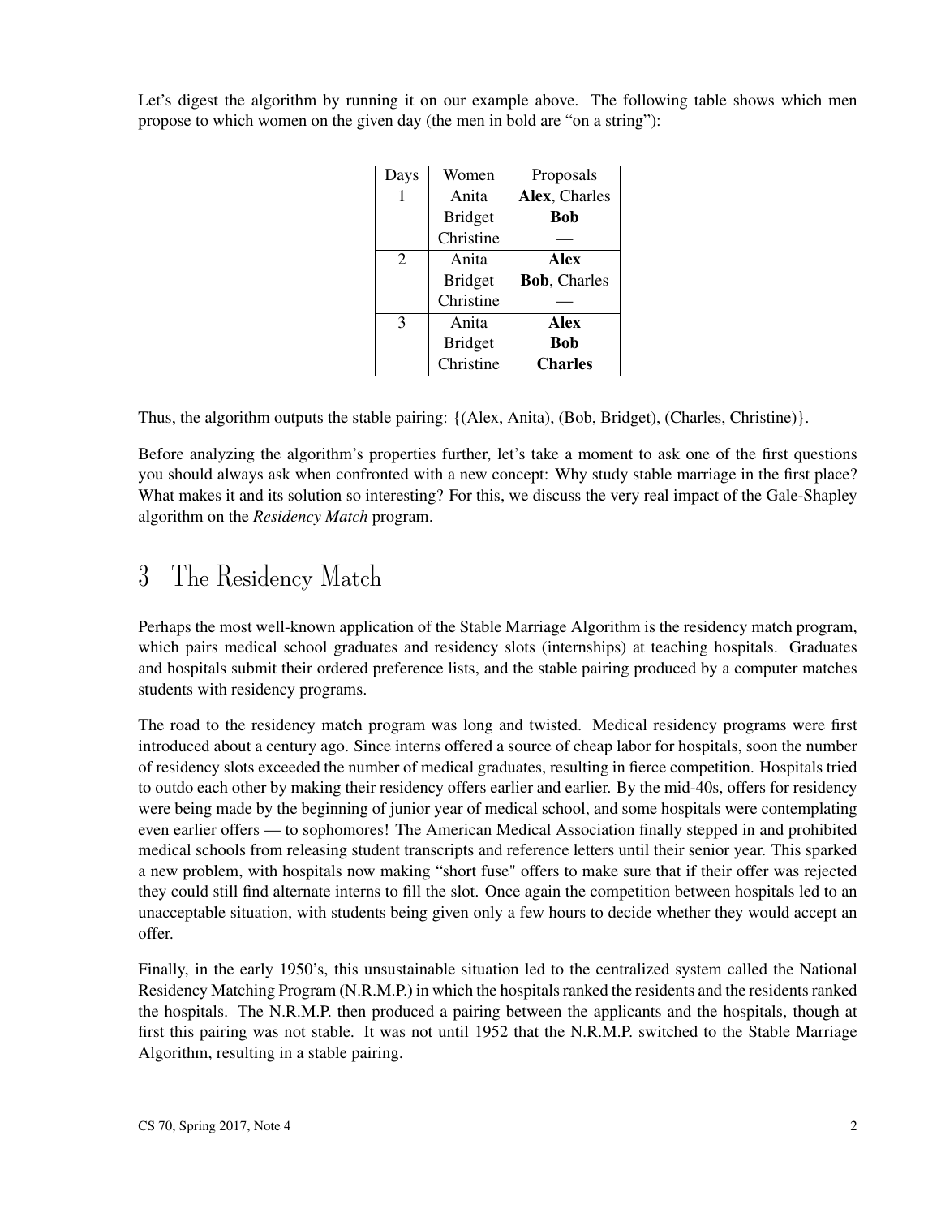Let's digest the algorithm by running it on our example above. The following table shows which men propose to which women on the given day (the men in bold are "on a string"):

| Days | Women | Proposals |
|---|---|---|
| 1 | Anita | **Alex**, Charles |
| | Bridget | **Bob** |
| | Christine | — |
| 2 | Anita | **Alex** |
| | Bridget | **Bob**, Charles |
| | Christine | — |
| 3 | Anita | **Alex** |
| | Bridget | **Bob** |
| | Christine | **Charles** |

Thus, the algorithm outputs the stable pairing: {(Alex, Anita), (Bob, Bridget), (Charles, Christine)}.

Before analyzing the algorithm's properties further, let's take a moment to ask one of the first questions you should always ask when confronted with a new concept: Why study stable marriage in the first place? What makes it and its solution so interesting? For this, we discuss the very real impact of the Gale-Shapley algorithm on the *Residency Match* program.

# 3 The Residency Match

Perhaps the most well-known application of the Stable Marriage Algorithm is the residency match program, which pairs medical school graduates and residency slots (internships) at teaching hospitals. Graduates and hospitals submit their ordered preference lists, and the stable pairing produced by a computer matches students with residency programs.

The road to the residency match program was long and twisted. Medical residency programs were first introduced about a century ago. Since interns offered a source of cheap labor for hospitals, soon the number of residency slots exceeded the number of medical graduates, resulting in fierce competition. Hospitals tried to outdo each other by making their residency offers earlier and earlier. By the mid-40s, offers for residency were being made by the beginning of junior year of medical school, and some hospitals were contemplating even earlier offers — to sophomores! The American Medical Association finally stepped in and prohibited medical schools from releasing student transcripts and reference letters until their senior year. This sparked a new problem, with hospitals now making "short fuse" offers to make sure that if their offer was rejected they could still find alternate interns to fill the slot. Once again the competition between hospitals led to an unacceptable situation, with students being given only a few hours to decide whether they would accept an offer.

Finally, in the early 1950's, this unsustainable situation led to the centralized system called the National Residency Matching Program (N.R.M.P.) in which the hospitals ranked the residents and the residents ranked the hospitals. The N.R.M.P. then produced a pairing between the applicants and the hospitals, though at first this pairing was not stable. It was not until 1952 that the N.R.M.P. switched to the Stable Marriage Algorithm, resulting in a stable pairing.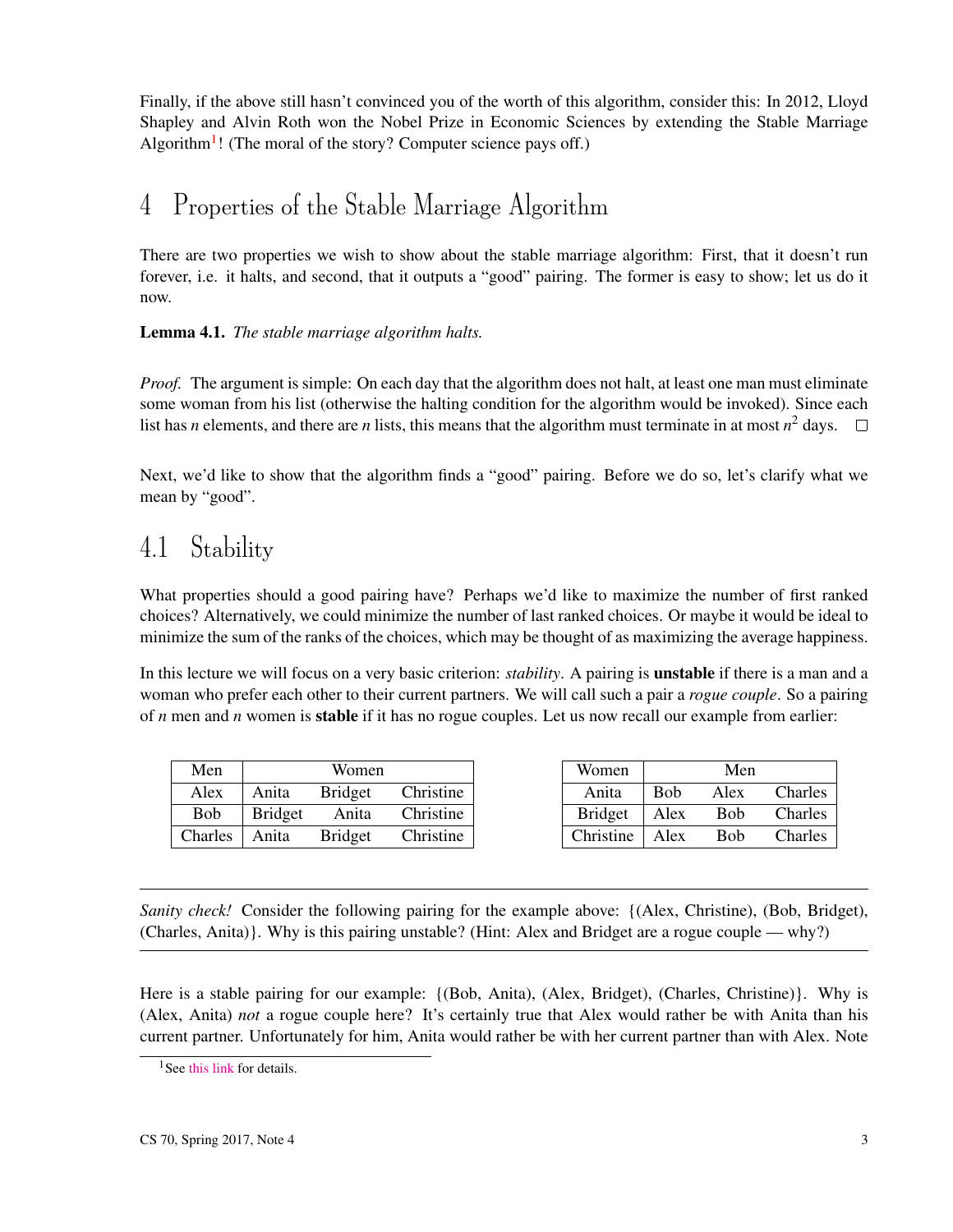Finally, if the above still hasn't convinced you of the worth of this algorithm, consider this: In 2012, Lloyd Shapley and Alvin Roth won the Nobel Prize in Economic Sciences by extending the Stable Marriage Algorithm[1]! (The moral of the story? Computer science pays off.)

# 4 Properties of the Stable Marriage Algorithm

There are two properties we wish to show about the stable marriage algorithm: First, that it doesn't run forever, i.e. it halts, and second, that it outputs a "good" pairing. The former is easy to show; let us do it now.

**Lemma 4.1.** *The stable marriage algorithm halts.*

*Proof.* The argument is simple: On each day that the algorithm does not halt, at least one man must eliminate some woman from his list (otherwise the halting condition for the algorithm would be invoked). Since each list has $n$ elements, and there are $n$ lists, this means that the algorithm must terminate in at most $n^2$ days. □

Next, we'd like to show that the algorithm finds a "good" pairing. Before we do so, let's clarify what we mean by "good".

## 4.1 Stability

What properties should a good pairing have? Perhaps we'd like to maximize the number of first ranked choices? Alternatively, we could minimize the number of last ranked choices. Or maybe it would be ideal to minimize the sum of the ranks of the choices, which may be thought of as maximizing the average happiness.

In this lecture we will focus on a very basic criterion: *stability*. A pairing is **unstable** if there is a man and a woman who prefer each other to their current partners. We will call such a pair a *rogue couple*. So a pairing of $n$ men and $n$ women is **stable** if it has no rogue couples. Let us now recall our example from earlier:

| Men | Women | | |
|---|---|---|---|
| Alex | Anita | Bridget | Christine |
| Bob | Bridget | Anita | Christine |
| Charles | Anita | Bridget | Christine |

| Women | Men | | |
|---|---|---|---|
| Anita | Bob | Alex | Charles |
| Bridget | Alex | Bob | Charles |
| Christine | Alex | Bob | Charles |

---

*Sanity check!* Consider the following pairing for the example above: {(Alex, Christine), (Bob, Bridget), (Charles, Anita)}. Why is this pairing unstable? (Hint: Alex and Bridget are a rogue couple — why?)

---

Here is a stable pairing for our example: {(Bob, Anita), (Alex, Bridget), (Charles, Christine)}. Why is (Alex, Anita) *not* a rogue couple here? It's certainly true that Alex would rather be with Anita than his current partner. Unfortunately for him, Anita would rather be with her current partner than with Alex. Note

[1] See this link for details.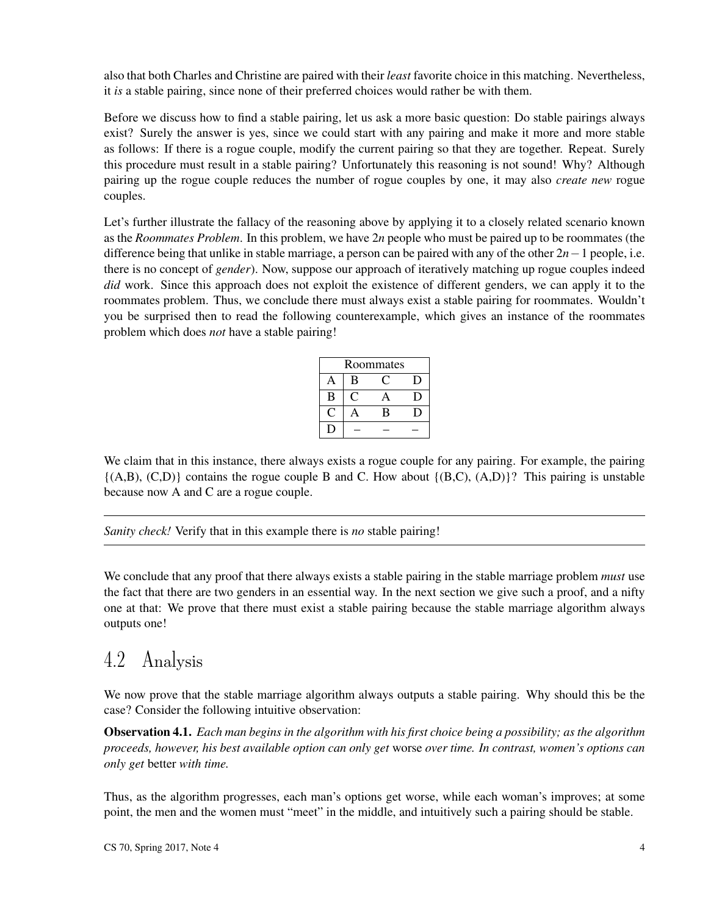also that both Charles and Christine are paired with their *least* favorite choice in this matching. Nevertheless, it *is* a stable pairing, since none of their preferred choices would rather be with them.

Before we discuss how to find a stable pairing, let us ask a more basic question: Do stable pairings always exist? Surely the answer is yes, since we could start with any pairing and make it more and more stable as follows: If there is a rogue couple, modify the current pairing so that they are together. Repeat. Surely this procedure must result in a stable pairing? Unfortunately this reasoning is not sound! Why? Although pairing up the rogue couple reduces the number of rogue couples by one, it may also *create new* rogue couples.

Let's further illustrate the fallacy of the reasoning above by applying it to a closely related scenario known as the *Roommates Problem*. In this problem, we have $2n$ people who must be paired up to be roommates (the difference being that unlike in stable marriage, a person can be paired with any of the other $2n-1$ people, i.e. there is no concept of *gender*). Now, suppose our approach of iteratively matching up rogue couples indeed *did* work. Since this approach does not exploit the existence of different genders, we can apply it to the roommates problem. Thus, we conclude there must always exist a stable pairing for roommates. Wouldn't you be surprised then to read the following counterexample, which gives an instance of the roommates problem which does *not* have a stable pairing!

| Roommates | | | |
|---|---|---|---|
| A | B | C | D |
| B | C | A | D |
| C | A | B | D |
| D | – | – | – |

We claim that in this instance, there always exists a rogue couple for any pairing. For example, the pairing {(A,B), (C,D)} contains the rogue couple B and C. How about {(B,C), (A,D)}? This pairing is unstable because now A and C are a rogue couple.

---

*Sanity check!* Verify that in this example there is *no* stable pairing!

---

We conclude that any proof that there always exists a stable pairing in the stable marriage problem *must* use the fact that there are two genders in an essential way. In the next section we give such a proof, and a nifty one at that: We prove that there must exist a stable pairing because the stable marriage algorithm always outputs one!

## 4.2 Analysis

We now prove that the stable marriage algorithm always outputs a stable pairing. Why should this be the case? Consider the following intuitive observation:

**Observation 4.1.** *Each man begins in the algorithm with his first choice being a possibility; as the algorithm proceeds, however, his best available option can only get* worse *over time. In contrast, women's options can only get* better *with time.*

Thus, as the algorithm progresses, each man's options get worse, while each woman's improves; at some point, the men and the women must "meet" in the middle, and intuitively such a pairing should be stable.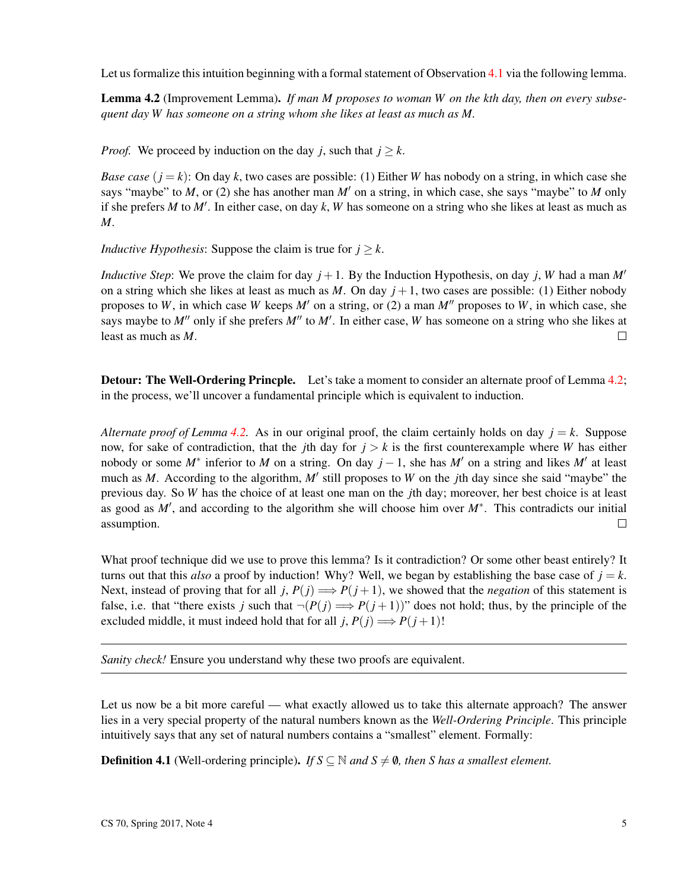Let us formalize this intuition beginning with a formal statement of Observation 4.1 via the following lemma.

**Lemma 4.2** (Improvement Lemma)**.** *If man $M$ proposes to woman $W$ on the kth day, then on every subsequent day $W$ has someone on a string whom she likes at least as much as $M$.*

*Proof.* We proceed by induction on the day $j$, such that $j \geq k$.

*Base case* ($j = k$): On day $k$, two cases are possible: (1) Either $W$ has nobody on a string, in which case she says "maybe" to $M$, or (2) she has another man $M'$ on a string, in which case, she says "maybe" to $M$ only if she prefers $M$ to $M'$. In either case, on day $k$, $W$ has someone on a string who she likes at least as much as $M$.

*Inductive Hypothesis*: Suppose the claim is true for $j \geq k$.

*Inductive Step*: We prove the claim for day $j+1$. By the Induction Hypothesis, on day $j$, $W$ had a man $M'$ on a string which she likes at least as much as $M$. On day $j+1$, two cases are possible: (1) Either nobody proposes to $W$, in which case $W$ keeps $M'$ on a string, or (2) a man $M''$ proposes to $W$, in which case, she says maybe to $M''$ only if she prefers $M''$ to $M'$. In either case, $W$ has someone on a string who she likes at least as much as $M$. □

**Detour: The Well-Ordering Princple.** Let's take a moment to consider an alternate proof of Lemma 4.2; in the process, we'll uncover a fundamental principle which is equivalent to induction.

*Alternate proof of Lemma 4.2.* As in our original proof, the claim certainly holds on day $j = k$. Suppose now, for sake of contradiction, that the $j$th day for $j > k$ is the first counterexample where $W$ has either nobody or some $M^*$ inferior to $M$ on a string. On day $j-1$, she has $M'$ on a string and likes $M'$ at least much as $M$. According to the algorithm, $M'$ still proposes to $W$ on the $j$th day since she said "maybe" the previous day. So $W$ has the choice of at least one man on the $j$th day; moreover, her best choice is at least as good as $M'$, and according to the algorithm she will choose him over $M^*$. This contradicts our initial assumption. □

What proof technique did we use to prove this lemma? Is it contradiction? Or some other beast entirely? It turns out that this *also* a proof by induction! Why? Well, we began by establishing the base case of $j = k$. Next, instead of proving that for all $j$, $P(j) \implies P(j+1)$, we showed that the *negation* of this statement is false, i.e. that "there exists $j$ such that $\neg(P(j) \implies P(j+1))$" does not hold; thus, by the principle of the excluded middle, it must indeed hold that for all $j$, $P(j) \implies P(j+1)$!

---

*Sanity check!* Ensure you understand why these two proofs are equivalent.

---

Let us now be a bit more careful — what exactly allowed us to take this alternate approach? The answer lies in a very special property of the natural numbers known as the *Well-Ordering Principle*. This principle intuitively says that any set of natural numbers contains a "smallest" element. Formally:

**Definition 4.1** (Well-ordering principle)**.** *If $S \subseteq \mathbb{N}$ and $S \neq \emptyset$, then $S$ has a smallest element.*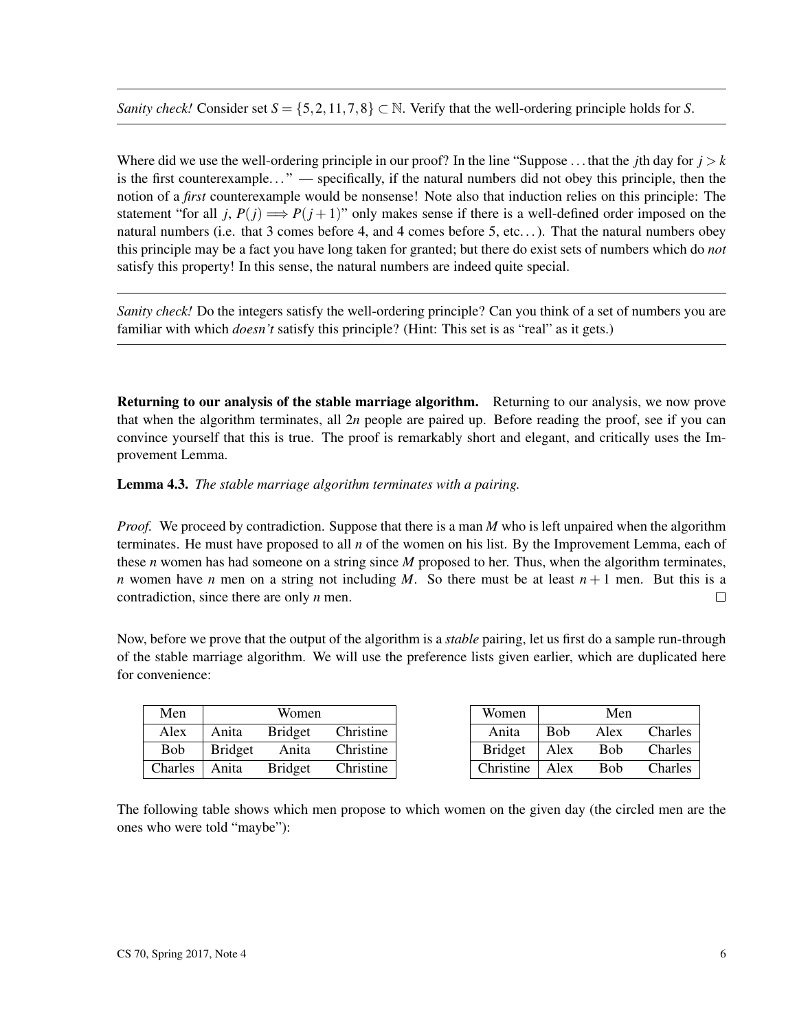---

*Sanity check!* Consider set $S = \{5, 2, 11, 7, 8\} \subset \mathbb{N}$. Verify that the well-ordering principle holds for $S$.

---

Where did we use the well-ordering principle in our proof? In the line "Suppose ... that the $j$th day for $j > k$ is the first counterexample..." — specifically, if the natural numbers did not obey this principle, then the notion of a *first* counterexample would be nonsense! Note also that induction relies on this principle: The statement "for all $j$, $P(j) \implies P(j+1)$" only makes sense if there is a well-defined order imposed on the natural numbers (i.e. that 3 comes before 4, and 4 comes before 5, etc...). That the natural numbers obey this principle may be a fact you have long taken for granted; but there do exist sets of numbers which do *not* satisfy this property! In this sense, the natural numbers are indeed quite special.

---

*Sanity check!* Do the integers satisfy the well-ordering principle? Can you think of a set of numbers you are familiar with which *doesn't* satisfy this principle? (Hint: This set is as "real" as it gets.)

---

**Returning to our analysis of the stable marriage algorithm.** Returning to our analysis, we now prove that when the algorithm terminates, all $2n$ people are paired up. Before reading the proof, see if you can convince yourself that this is true. The proof is remarkably short and elegant, and critically uses the Improvement Lemma.

**Lemma 4.3.** *The stable marriage algorithm terminates with a pairing.*

*Proof.* We proceed by contradiction. Suppose that there is a man $M$ who is left unpaired when the algorithm terminates. He must have proposed to all $n$ of the women on his list. By the Improvement Lemma, each of these $n$ women has had someone on a string since $M$ proposed to her. Thus, when the algorithm terminates, $n$ women have $n$ men on a string not including $M$. So there must be at least $n+1$ men. But this is a contradiction, since there are only $n$ men. □

Now, before we prove that the output of the algorithm is a *stable* pairing, let us first do a sample run-through of the stable marriage algorithm. We will use the preference lists given earlier, which are duplicated here for convenience:

| Men | Women | | |
|---|---|---|---|
| Alex | Anita | Bridget | Christine |
| Bob | Bridget | Anita | Christine |
| Charles | Anita | Bridget | Christine |

| Women | Men | | |
|---|---|---|---|
| Anita | Bob | Alex | Charles |
| Bridget | Alex | Bob | Charles |
| Christine | Alex | Bob | Charles |

The following table shows which men propose to which women on the given day (the circled men are the ones who were told "maybe"):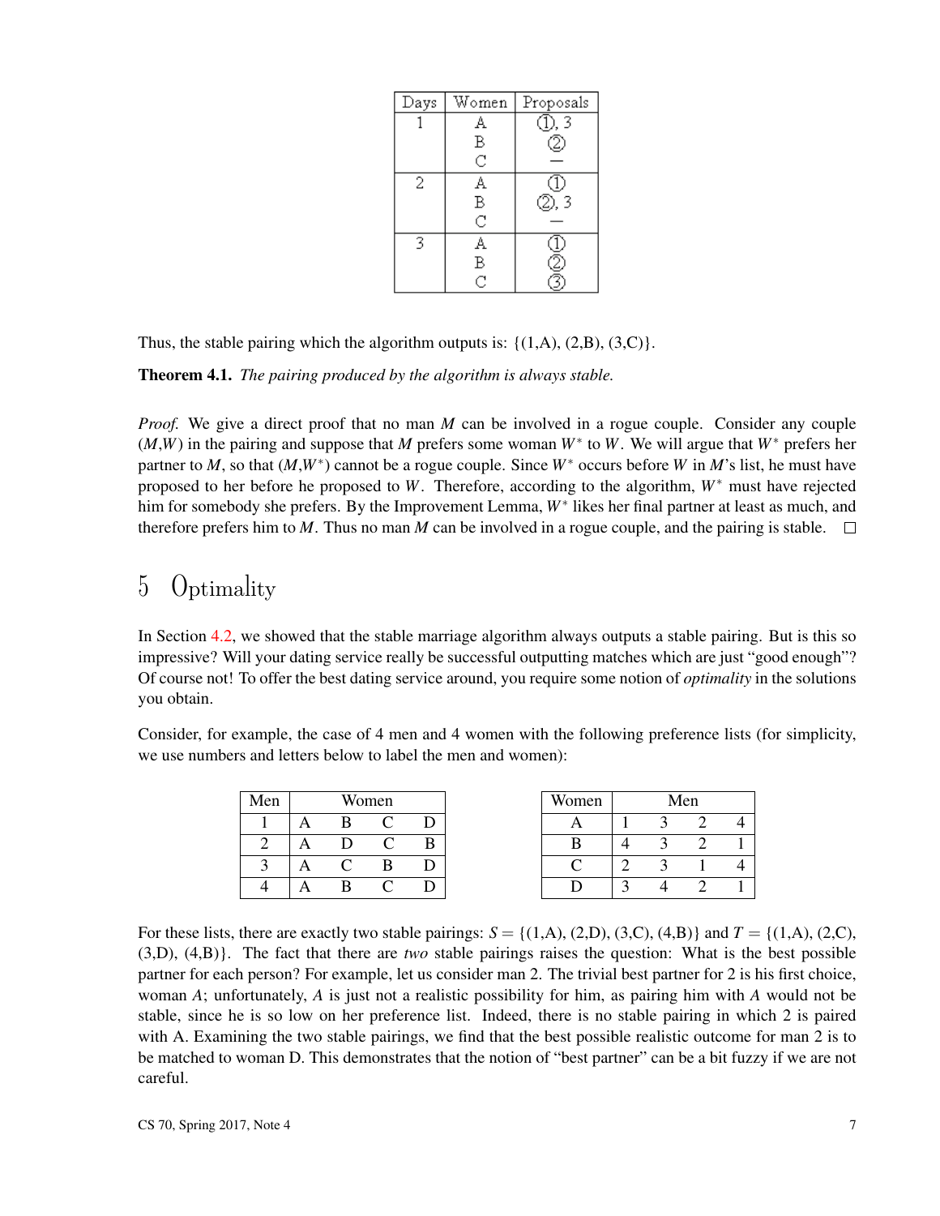| Days | Women | Proposals |
|---|---|---|
| 1 | A | ①, 3 |
| | B | ② |
| | C | — |
| 2 | A | ① |
| | B | ②, 3 |
| | C | — |
| 3 | A | ① |
| | B | ② |
| | C | ③ |

Thus, the stable pairing which the algorithm outputs is: {(1,A), (2,B), (3,C)}.

**Theorem 4.1.** *The pairing produced by the algorithm is always stable.*

*Proof.* We give a direct proof that no man $M$ can be involved in a rogue couple. Consider any couple $(M,W)$ in the pairing and suppose that $M$ prefers some woman $W^*$ to $W$. We will argue that $W^*$ prefers her partner to $M$, so that $(M,W^*)$ cannot be a rogue couple. Since $W^*$ occurs before $W$ in $M$'s list, he must have proposed to her before he proposed to $W$. Therefore, according to the algorithm, $W^*$ must have rejected him for somebody she prefers. By the Improvement Lemma, $W^*$ likes her final partner at least as much, and therefore prefers him to $M$. Thus no man $M$ can be involved in a rogue couple, and the pairing is stable. □

# 5 Optimality

In Section 4.2, we showed that the stable marriage algorithm always outputs a stable pairing. But is this so impressive? Will your dating service really be successful outputting matches which are just "good enough"? Of course not! To offer the best dating service around, you require some notion of *optimality* in the solutions you obtain.

Consider, for example, the case of 4 men and 4 women with the following preference lists (for simplicity, we use numbers and letters below to label the men and women):

| Men | Women | | | |
|---|---|---|---|---|
| 1 | A | B | C | D |
| 2 | A | D | C | B |
| 3 | A | C | B | D |
| 4 | A | B | C | D |

| Women | Men | | | |
|---|---|---|---|---|
| A | 1 | 3 | 2 | 4 |
| B | 4 | 3 | 2 | 1 |
| C | 2 | 3 | 1 | 4 |
| D | 3 | 4 | 2 | 1 |

For these lists, there are exactly two stable pairings: $S$ = {(1,A), (2,D), (3,C), (4,B)} and $T$ = {(1,A), (2,C), (3,D), (4,B)}. The fact that there are *two* stable pairings raises the question: What is the best possible partner for each person? For example, let us consider man 2. The trivial best partner for 2 is his first choice, woman $A$; unfortunately, $A$ is just not a realistic possibility for him, as pairing him with $A$ would not be stable, since he is so low on her preference list. Indeed, there is no stable pairing in which 2 is paired with A. Examining the two stable pairings, we find that the best possible realistic outcome for man 2 is to be matched to woman D. This demonstrates that the notion of "best partner" can be a bit fuzzy if we are not careful.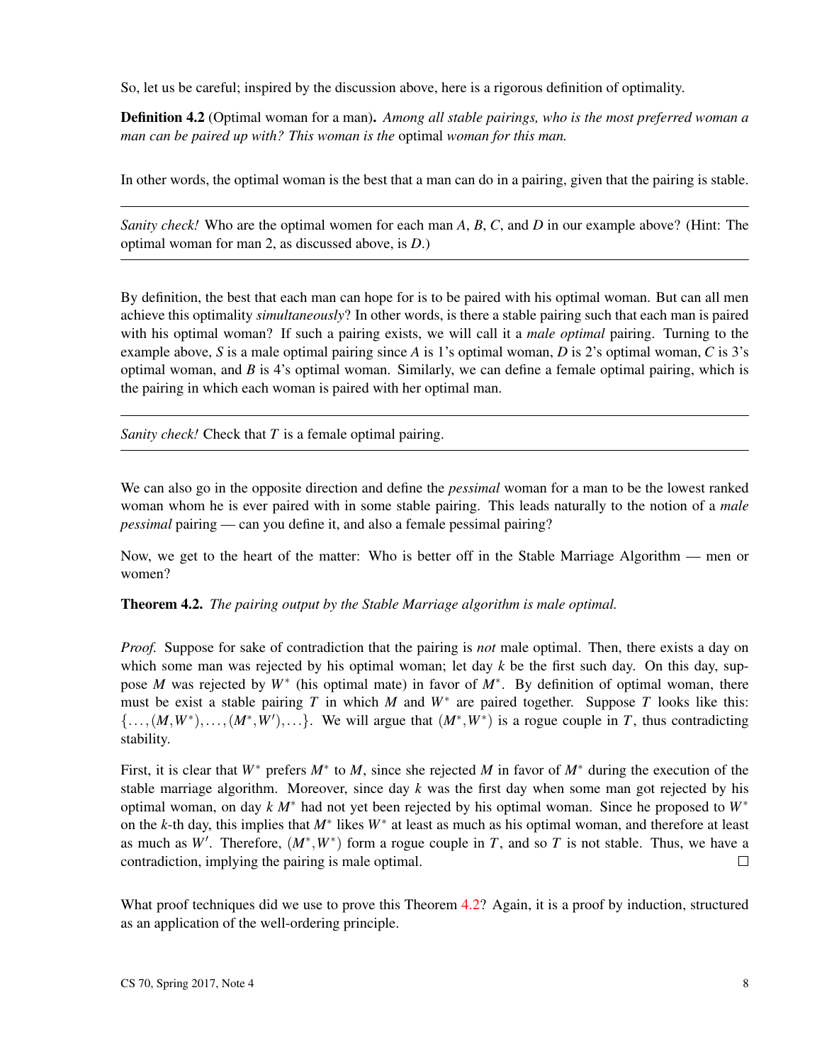So, let us be careful; inspired by the discussion above, here is a rigorous definition of optimality.

**Definition 4.2** (Optimal woman for a man)**.** *Among all stable pairings, who is the most preferred woman a man can be paired up with? This woman is the* optimal *woman for this man.*

In other words, the optimal woman is the best that a man can do in a pairing, given that the pairing is stable.

---

*Sanity check!* Who are the optimal women for each man $A$, $B$, $C$, and $D$ in our example above? (Hint: The optimal woman for man 2, as discussed above, is $D$.)

---

By definition, the best that each man can hope for is to be paired with his optimal woman. But can all men achieve this optimality *simultaneously*? In other words, is there a stable pairing such that each man is paired with his optimal woman? If such a pairing exists, we will call it a *male optimal* pairing. Turning to the example above, $S$ is a male optimal pairing since $A$ is 1's optimal woman, $D$ is 2's optimal woman, $C$ is 3's optimal woman, and $B$ is 4's optimal woman. Similarly, we can define a female optimal pairing, which is the pairing in which each woman is paired with her optimal man.

---

*Sanity check!* Check that $T$ is a female optimal pairing.

---

We can also go in the opposite direction and define the *pessimal* woman for a man to be the lowest ranked woman whom he is ever paired with in some stable pairing. This leads naturally to the notion of a *male pessimal* pairing — can you define it, and also a female pessimal pairing?

Now, we get to the heart of the matter: Who is better off in the Stable Marriage Algorithm — men or women?

**Theorem 4.2.** *The pairing output by the Stable Marriage algorithm is male optimal.*

*Proof.* Suppose for sake of contradiction that the pairing is *not* male optimal. Then, there exists a day on which some man was rejected by his optimal woman; let day $k$ be the first such day. On this day, suppose $M$ was rejected by $W^*$ (his optimal mate) in favor of $M^*$. By definition of optimal woman, there must be exist a stable pairing $T$ in which $M$ and $W^*$ are paired together. Suppose $T$ looks like this: $\{\ldots,(M,W^*),\ldots,(M^*,W'),\ldots\}$. We will argue that $(M^*,W^*)$ is a rogue couple in $T$, thus contradicting stability.

First, it is clear that $W^*$ prefers $M^*$ to $M$, since she rejected $M$ in favor of $M^*$ during the execution of the stable marriage algorithm. Moreover, since day $k$ was the first day when some man got rejected by his optimal woman, on day $k$ $M^*$ had not yet been rejected by his optimal woman. Since he proposed to $W^*$ on the $k$-th day, this implies that $M^*$ likes $W^*$ at least as much as his optimal woman, and therefore at least as much as $W'$. Therefore, $(M^*,W^*)$ form a rogue couple in $T$, and so $T$ is not stable. Thus, we have a contradiction, implying the pairing is male optimal. □

What proof techniques did we use to prove this Theorem 4.2? Again, it is a proof by induction, structured as an application of the well-ordering principle.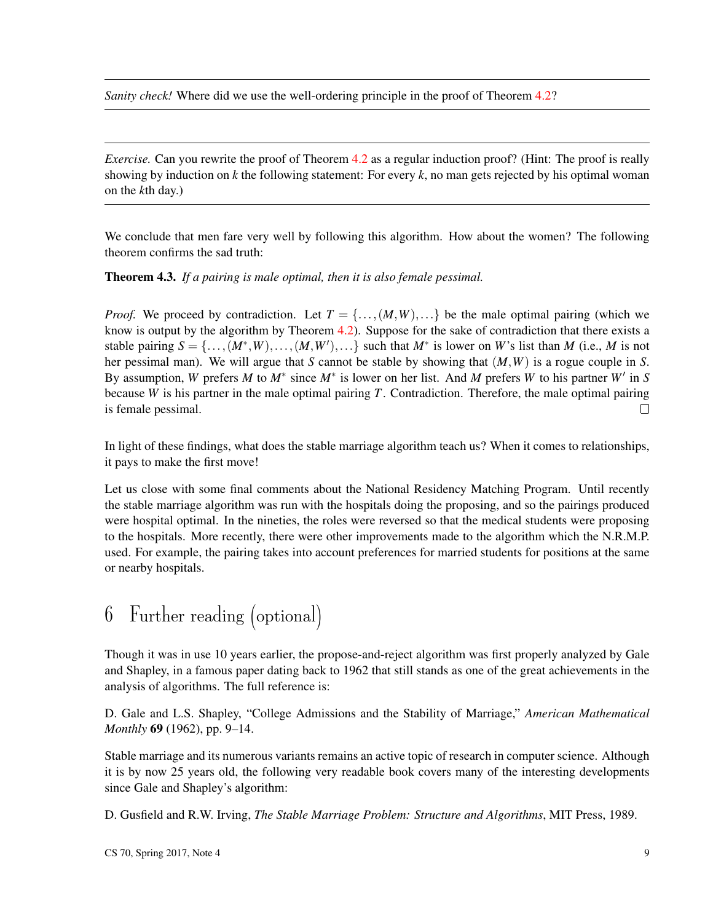---

*Sanity check!* Where did we use the well-ordering principle in the proof of Theorem 4.2?

---

---

*Exercise.* Can you rewrite the proof of Theorem 4.2 as a regular induction proof? (Hint: The proof is really showing by induction on $k$ the following statement: For every $k$, no man gets rejected by his optimal woman on the $k$th day.)

---

We conclude that men fare very well by following this algorithm. How about the women? The following theorem confirms the sad truth:

**Theorem 4.3.** *If a pairing is male optimal, then it is also female pessimal.*

*Proof.* We proceed by contradiction. Let $T = \{\ldots,(M,W),\ldots\}$ be the male optimal pairing (which we know is output by the algorithm by Theorem 4.2). Suppose for the sake of contradiction that there exists a stable pairing $S = \{\ldots,(M^*,W),\ldots,(M,W'),\ldots\}$ such that $M^*$ is lower on $W$'s list than $M$ (i.e., $M$ is not her pessimal man). We will argue that $S$ cannot be stable by showing that $(M,W)$ is a rogue couple in $S$. By assumption, $W$ prefers $M$ to $M^*$ since $M^*$ is lower on her list. And $M$ prefers $W$ to his partner $W'$ in $S$ because $W$ is his partner in the male optimal pairing $T$. Contradiction. Therefore, the male optimal pairing is female pessimal. □

In light of these findings, what does the stable marriage algorithm teach us? When it comes to relationships, it pays to make the first move!

Let us close with some final comments about the National Residency Matching Program. Until recently the stable marriage algorithm was run with the hospitals doing the proposing, and so the pairings produced were hospital optimal. In the nineties, the roles were reversed so that the medical students were proposing to the hospitals. More recently, there were other improvements made to the algorithm which the N.R.M.P. used. For example, the pairing takes into account preferences for married students for positions at the same or nearby hospitals.

# 6 Further reading (optional)

Though it was in use 10 years earlier, the propose-and-reject algorithm was first properly analyzed by Gale and Shapley, in a famous paper dating back to 1962 that still stands as one of the great achievements in the analysis of algorithms. The full reference is:

D. Gale and L.S. Shapley, "College Admissions and the Stability of Marriage," *American Mathematical Monthly* **69** (1962), pp. 9–14.

Stable marriage and its numerous variants remains an active topic of research in computer science. Although it is by now 25 years old, the following very readable book covers many of the interesting developments since Gale and Shapley's algorithm:

D. Gusfield and R.W. Irving, *The Stable Marriage Problem: Structure and Algorithms*, MIT Press, 1989.